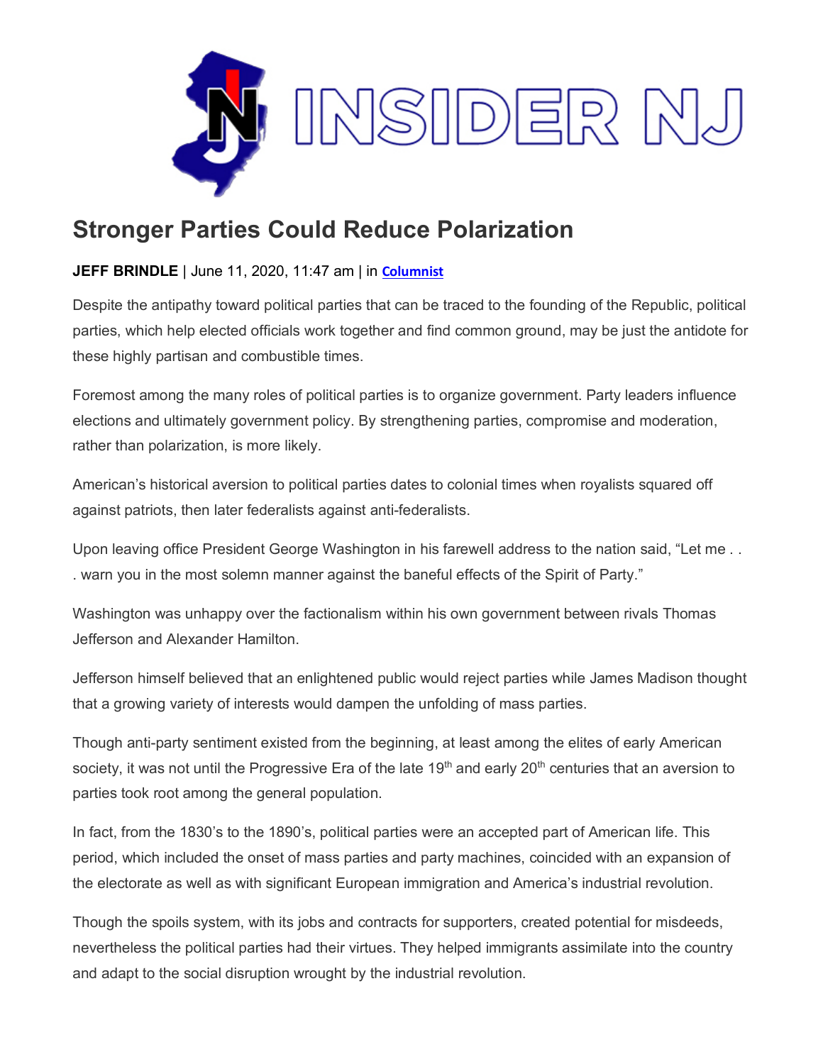# Stronger Parties Could Reduce Polarization

**JEFF BRINDLE** | June 11, 2020, 11:47 am | in **Columnist**

Despite the antipathy toward political parties that can be traced to the founding of the Republic, political parties, which help elected officials work together and find common ground, may be just the antidote for these highly partisan and combustible times.

Foremost among the many roles of political parties is to organize government. Party leaders influence elections and ultimately government policy. By strengthening parties, compromise and moderation, rather than polarization, is more likely.

American's historical aversion to political parties dates to colonial times when royalists squared off against patriots, then later federalists against anti-federalists.

Upon leaving office President George Washington in his farewell address to the nation said, "Let me . . . warn you in the most solemn manner against the baneful effects of the Spirit of Party."

Washington was unhappy over the factionalism within his own government between rivals Thomas Jefferson and Alexander Hamilton.

Jefferson himself believed that an enlightened public would reject parties while James Madison thought that a growing variety of interests would dampen the unfolding of mass parties.

Though anti-party sentiment existed from the beginning, at least among the elites of early American society, it was not until the Progressive Era of the late 19th and early 20th centuries that an aversion to parties took root among the general population.

In fact, from the 1830's to the 1890's, political parties were an accepted part of American life. This period, which included the onset of mass parties and party machines, coincided with an expansion of the electorate as well as with significant European immigration and America's industrial revolution.

Though the spoils system, with its jobs and contracts for supporters, created potential for misdeeds, nevertheless the political parties had their virtues. They helped immigrants assimilate into the country and adapt to the social disruption wrought by the industrial revolution.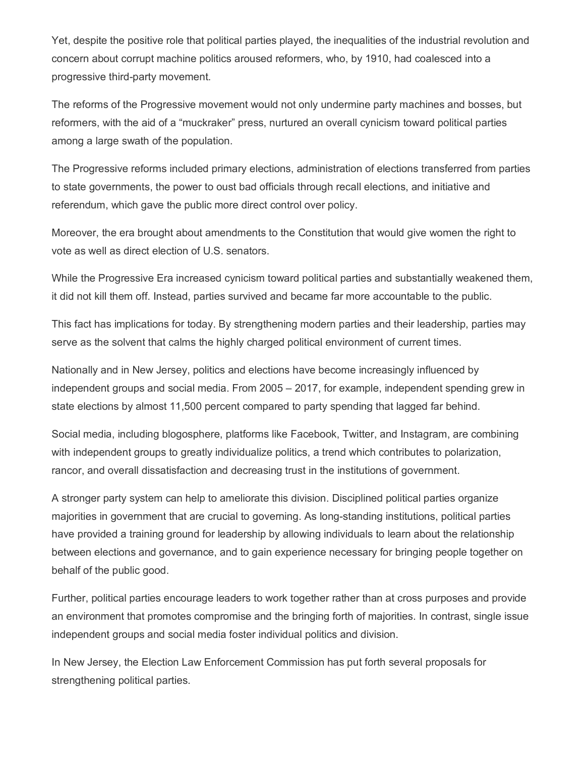Yet, despite the positive role that political parties played, the inequalities of the industrial revolution and concern about corrupt machine politics aroused reformers, who, by 1910, had coalesced into a progressive third-party movement.

The reforms of the Progressive movement would not only undermine party machines and bosses, but reformers, with the aid of a "muckraker" press, nurtured an overall cynicism toward political parties among a large swath of the population.

The Progressive reforms included primary elections, administration of elections transferred from parties to state governments, the power to oust bad officials through recall elections, and initiative and referendum, which gave the public more direct control over policy.

Moreover, the era brought about amendments to the Constitution that would give women the right to vote as well as direct election of U.S. senators.

While the Progressive Era increased cynicism toward political parties and substantially weakened them, it did not kill them off. Instead, parties survived and became far more accountable to the public.

This fact has implications for today. By strengthening modern parties and their leadership, parties may serve as the solvent that calms the highly charged political environment of current times.

Nationally and in New Jersey, politics and elections have become increasingly influenced by independent groups and social media. From 2005 – 2017, for example, independent spending grew in state elections by almost 11,500 percent compared to party spending that lagged far behind.

Social media, including blogosphere, platforms like Facebook, Twitter, and Instagram, are combining with independent groups to greatly individualize politics, a trend which contributes to polarization, rancor, and overall dissatisfaction and decreasing trust in the institutions of government.

A stronger party system can help to ameliorate this division. Disciplined political parties organize majorities in government that are crucial to governing. As long-standing institutions, political parties have provided a training ground for leadership by allowing individuals to learn about the relationship between elections and governance, and to gain experience necessary for bringing people together on behalf of the public good.

Further, political parties encourage leaders to work together rather than at cross purposes and provide an environment that promotes compromise and the bringing forth of majorities. In contrast, single issue independent groups and social media foster individual politics and division.

In New Jersey, the Election Law Enforcement Commission has put forth several proposals for strengthening political parties.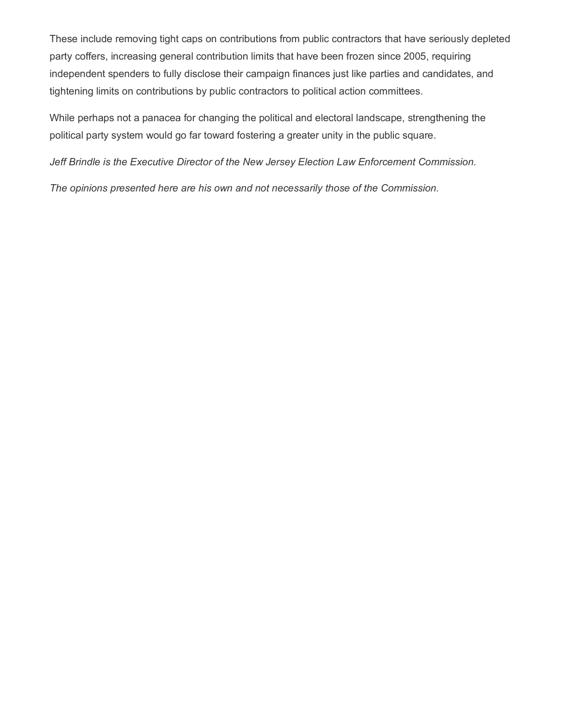These include removing tight caps on contributions from public contractors that have seriously depleted party coffers, increasing general contribution limits that have been frozen since 2005, requiring independent spenders to fully disclose their campaign finances just like parties and candidates, and tightening limits on contributions by public contractors to political action committees.

While perhaps not a panacea for changing the political and electoral landscape, strengthening the political party system would go far toward fostering a greater unity in the public square.

*Jeff Brindle is the Executive Director of the New Jersey Election Law Enforcement Commission.*

*The opinions presented here are his own and not necessarily those of the Commission.*